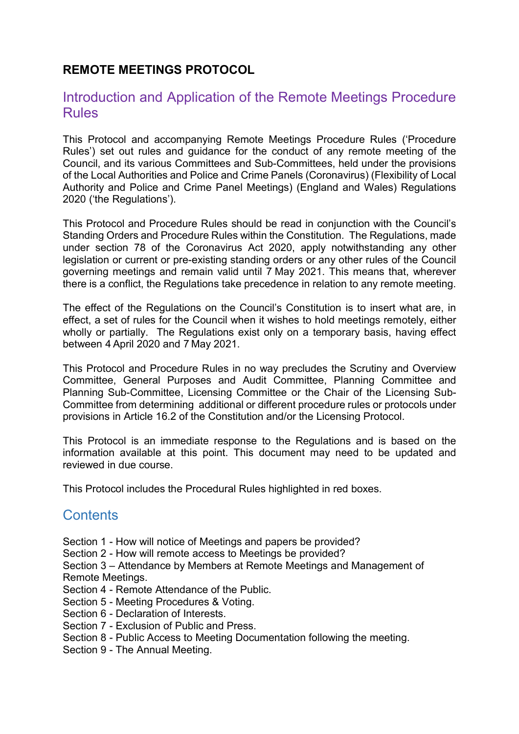# REMOTE MEETINGS PROTOCOL

## Introduction and Application of the Remote Meetings Procedure Rules

This Protocol and accompanying Remote Meetings Procedure Rules ('Procedure Rules') set out rules and guidance for the conduct of any remote meeting of the Council, and its various Committees and Sub-Committees, held under the provisions of the Local Authorities and Police and Crime Panels (Coronavirus) (Flexibility of Local Authority and Police and Crime Panel Meetings) (England and Wales) Regulations 2020 ('the Regulations').

This Protocol and Procedure Rules should be read in conjunction with the Council's Standing Orders and Procedure Rules within the Constitution. The Regulations, made under section 78 of the Coronavirus Act 2020, apply notwithstanding any other legislation or current or pre-existing standing orders or any other rules of the Council governing meetings and remain valid until 7 May 2021. This means that, wherever there is a conflict, the Regulations take precedence in relation to any remote meeting.

The effect of the Regulations on the Council's Constitution is to insert what are, in effect, a set of rules for the Council when it wishes to hold meetings remotely, either wholly or partially. The Regulations exist only on a temporary basis, having effect between 4 April 2020 and 7 May 2021.

This Protocol and Procedure Rules in no way precludes the Scrutiny and Overview Committee, General Purposes and Audit Committee, Planning Committee and Planning Sub-Committee, Licensing Committee or the Chair of the Licensing Sub-Committee from determining additional or different procedure rules or protocols under provisions in Article 16.2 of the Constitution and/or the Licensing Protocol.

This Protocol is an immediate response to the Regulations and is based on the information available at this point. This document may need to be updated and reviewed in due course.

This Protocol includes the Procedural Rules highlighted in red boxes.

## Contents

Section 1 - How will notice of Meetings and papers be provided?
Section 2 - How will remote access to Meetings be provided?
Section 3 – Attendance by Members at Remote Meetings and Management of Remote Meetings.
Section 4 - Remote Attendance of the Public.
Section 5 - Meeting Procedures & Voting.
Section 6 - Declaration of Interests.
Section 7 - Exclusion of Public and Press.
Section 8 - Public Access to Meeting Documentation following the meeting.
Section 9 - The Annual Meeting.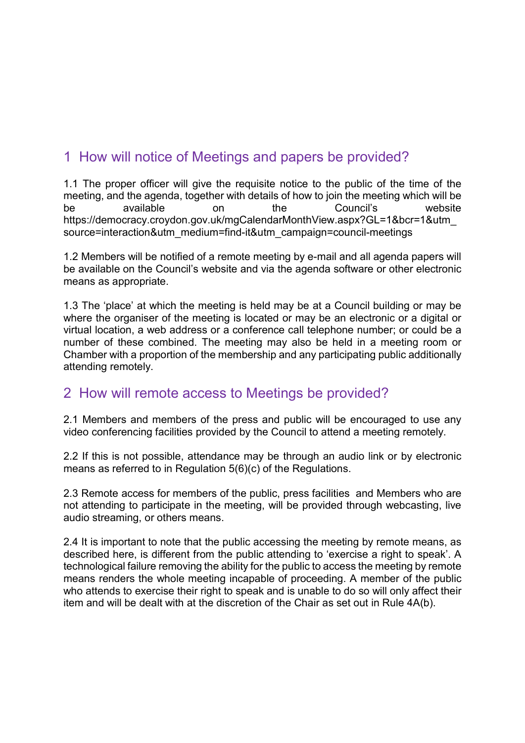## 1 How will notice of Meetings and papers be provided?

1.1 The proper officer will give the requisite notice to the public of the time of the meeting, and the agenda, together with details of how to join the meeting which will be be available on the Council's website https://democracy.croydon.gov.uk/mgCalendarMonthView.aspx?GL=1&bcr=1&utm_source=interaction&utm_medium=find-it&utm_campaign=council-meetings

1.2 Members will be notified of a remote meeting by e-mail and all agenda papers will be available on the Council's website and via the agenda software or other electronic means as appropriate.

1.3 The 'place' at which the meeting is held may be at a Council building or may be where the organiser of the meeting is located or may be an electronic or a digital or virtual location, a web address or a conference call telephone number; or could be a number of these combined. The meeting may also be held in a meeting room or Chamber with a proportion of the membership and any participating public additionally attending remotely.

## 2 How will remote access to Meetings be provided?

2.1 Members and members of the press and public will be encouraged to use any video conferencing facilities provided by the Council to attend a meeting remotely.

2.2 If this is not possible, attendance may be through an audio link or by electronic means as referred to in Regulation 5(6)(c) of the Regulations.

2.3 Remote access for members of the public, press facilities and Members who are not attending to participate in the meeting, will be provided through webcasting, live audio streaming, or others means.

2.4 It is important to note that the public accessing the meeting by remote means, as described here, is different from the public attending to 'exercise a right to speak'. A technological failure removing the ability for the public to access the meeting by remote means renders the whole meeting incapable of proceeding. A member of the public who attends to exercise their right to speak and is unable to do so will only affect their item and will be dealt with at the discretion of the Chair as set out in Rule 4A(b).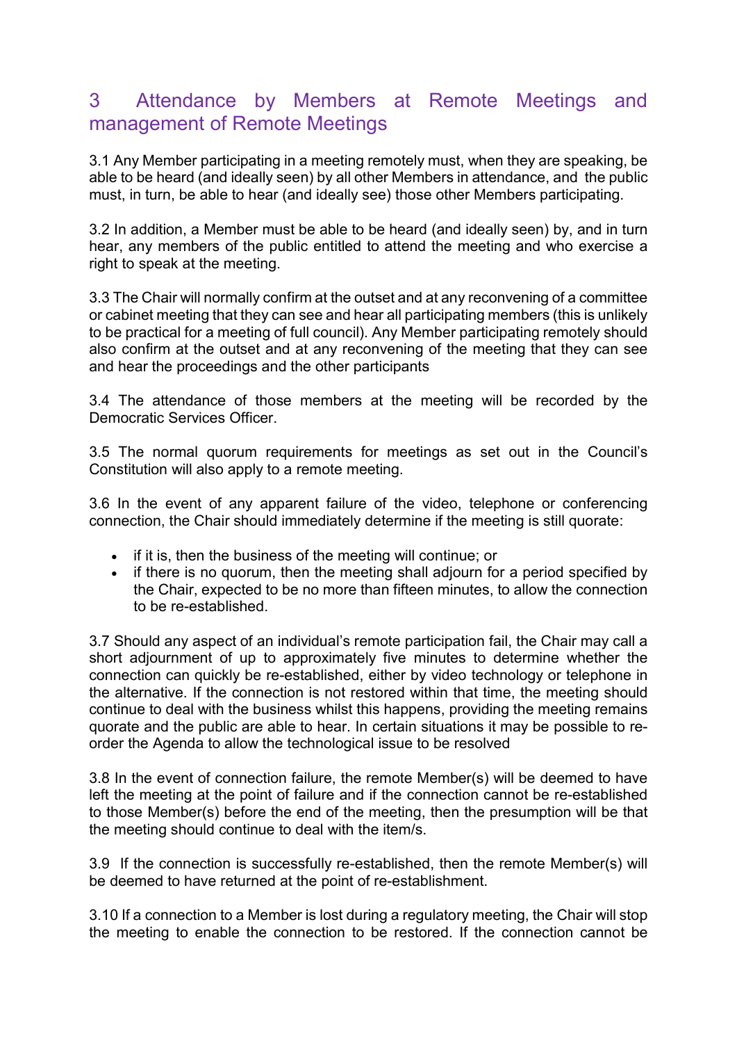## 3 Attendance by Members at Remote Meetings and management of Remote Meetings

3.1 Any Member participating in a meeting remotely must, when they are speaking, be able to be heard (and ideally seen) by all other Members in attendance, and the public must, in turn, be able to hear (and ideally see) those other Members participating.

3.2 In addition, a Member must be able to be heard (and ideally seen) by, and in turn hear, any members of the public entitled to attend the meeting and who exercise a right to speak at the meeting.

3.3 The Chair will normally confirm at the outset and at any reconvening of a committee or cabinet meeting that they can see and hear all participating members (this is unlikely to be practical for a meeting of full council). Any Member participating remotely should also confirm at the outset and at any reconvening of the meeting that they can see and hear the proceedings and the other participants

3.4 The attendance of those members at the meeting will be recorded by the Democratic Services Officer.

3.5 The normal quorum requirements for meetings as set out in the Council's Constitution will also apply to a remote meeting.

3.6 In the event of any apparent failure of the video, telephone or conferencing connection, the Chair should immediately determine if the meeting is still quorate:

- if it is, then the business of the meeting will continue; or
- if there is no quorum, then the meeting shall adjourn for a period specified by the Chair, expected to be no more than fifteen minutes, to allow the connection to be re-established.

3.7 Should any aspect of an individual's remote participation fail, the Chair may call a short adjournment of up to approximately five minutes to determine whether the connection can quickly be re-established, either by video technology or telephone in the alternative. If the connection is not restored within that time, the meeting should continue to deal with the business whilst this happens, providing the meeting remains quorate and the public are able to hear. In certain situations it may be possible to re-order the Agenda to allow the technological issue to be resolved

3.8 In the event of connection failure, the remote Member(s) will be deemed to have left the meeting at the point of failure and if the connection cannot be re-established to those Member(s) before the end of the meeting, then the presumption will be that the meeting should continue to deal with the item/s.

3.9 If the connection is successfully re-established, then the remote Member(s) will be deemed to have returned at the point of re-establishment.

3.10 If a connection to a Member is lost during a regulatory meeting, the Chair will stop the meeting to enable the connection to be restored. If the connection cannot be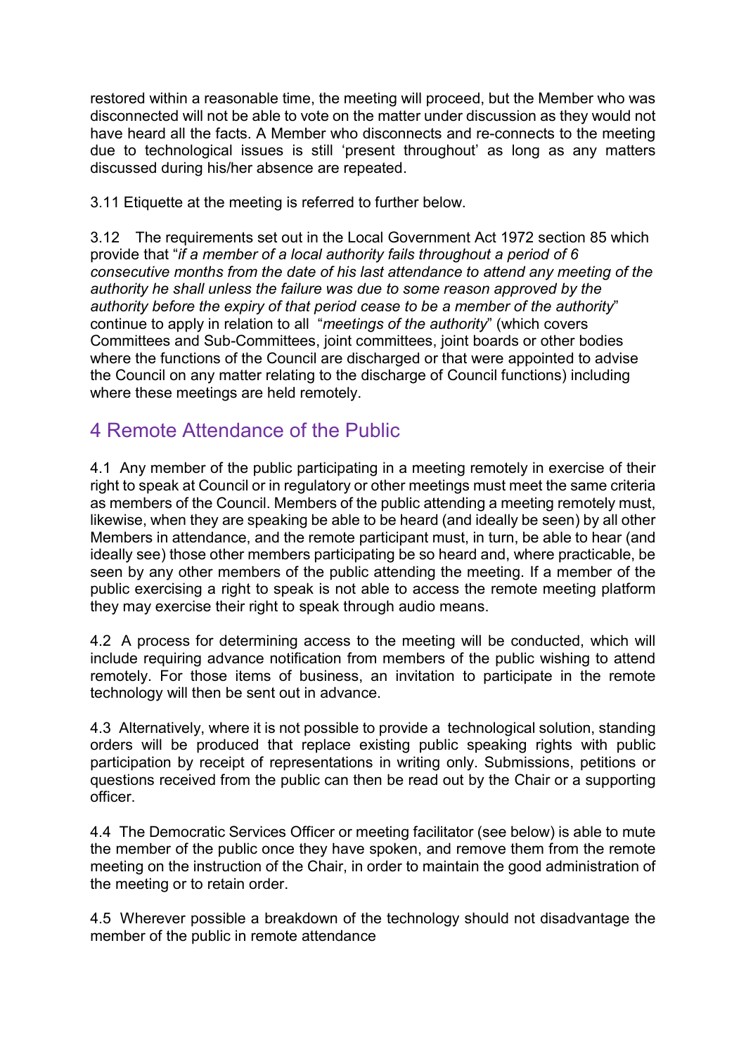restored within a reasonable time, the meeting will proceed, but the Member who was disconnected will not be able to vote on the matter under discussion as they would not have heard all the facts. A Member who disconnects and re-connects to the meeting due to technological issues is still 'present throughout' as long as any matters discussed during his/her absence are repeated.

3.11 Etiquette at the meeting is referred to further below.

3.12 The requirements set out in the Local Government Act 1972 section 85 which provide that "*if a member of a local authority fails throughout a period of 6 consecutive months from the date of his last attendance to attend any meeting of the authority he shall unless the failure was due to some reason approved by the authority before the expiry of that period cease to be a member of the authority*" continue to apply in relation to all "*meetings of the authority*" (which covers Committees and Sub-Committees, joint committees, joint boards or other bodies where the functions of the Council are discharged or that were appointed to advise the Council on any matter relating to the discharge of Council functions) including where these meetings are held remotely.

## 4 Remote Attendance of the Public

4.1 Any member of the public participating in a meeting remotely in exercise of their right to speak at Council or in regulatory or other meetings must meet the same criteria as members of the Council. Members of the public attending a meeting remotely must, likewise, when they are speaking be able to be heard (and ideally be seen) by all other Members in attendance, and the remote participant must, in turn, be able to hear (and ideally see) those other members participating be so heard and, where practicable, be seen by any other members of the public attending the meeting. If a member of the public exercising a right to speak is not able to access the remote meeting platform they may exercise their right to speak through audio means.

4.2 A process for determining access to the meeting will be conducted, which will include requiring advance notification from members of the public wishing to attend remotely. For those items of business, an invitation to participate in the remote technology will then be sent out in advance.

4.3 Alternatively, where it is not possible to provide a technological solution, standing orders will be produced that replace existing public speaking rights with public participation by receipt of representations in writing only. Submissions, petitions or questions received from the public can then be read out by the Chair or a supporting officer.

4.4 The Democratic Services Officer or meeting facilitator (see below) is able to mute the member of the public once they have spoken, and remove them from the remote meeting on the instruction of the Chair, in order to maintain the good administration of the meeting or to retain order.

4.5 Wherever possible a breakdown of the technology should not disadvantage the member of the public in remote attendance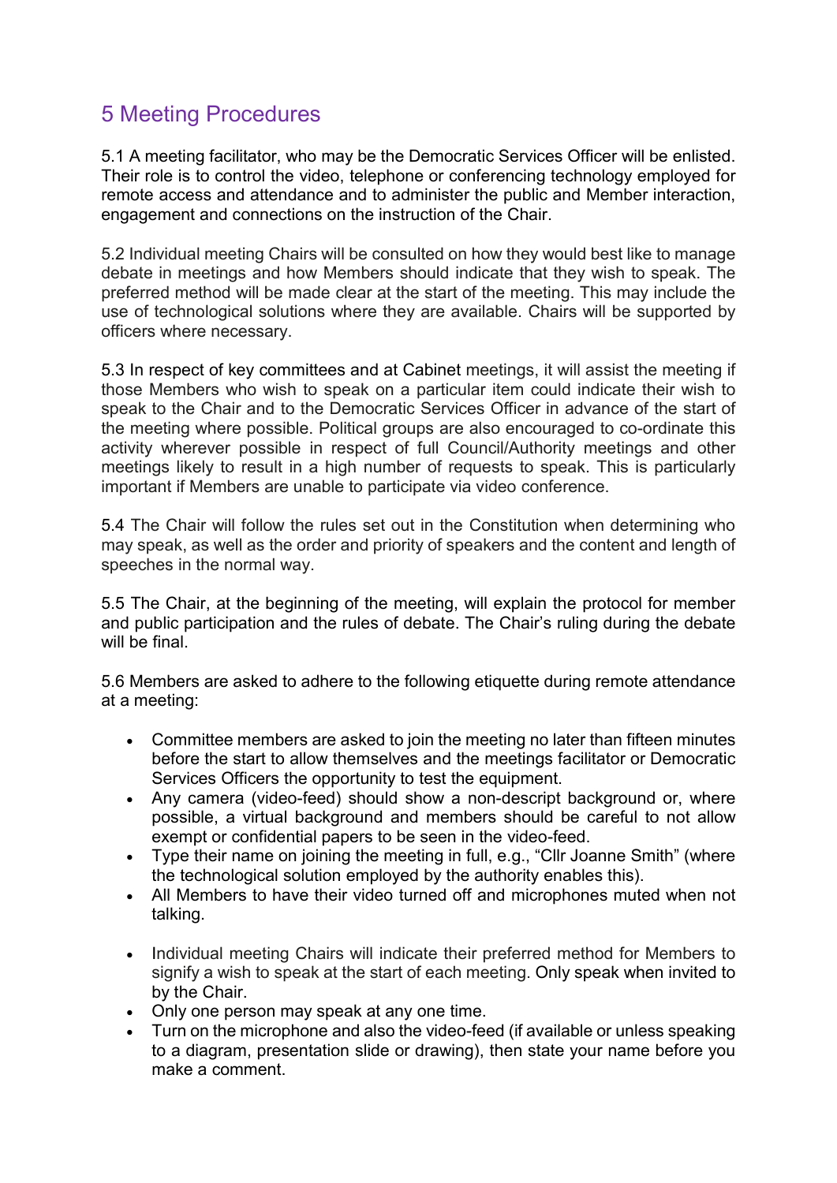## 5 Meeting Procedures

5.1 A meeting facilitator, who may be the Democratic Services Officer will be enlisted. Their role is to control the video, telephone or conferencing technology employed for remote access and attendance and to administer the public and Member interaction, engagement and connections on the instruction of the Chair.

5.2 Individual meeting Chairs will be consulted on how they would best like to manage debate in meetings and how Members should indicate that they wish to speak. The preferred method will be made clear at the start of the meeting. This may include the use of technological solutions where they are available. Chairs will be supported by officers where necessary.

5.3 In respect of key committees and at Cabinet meetings, it will assist the meeting if those Members who wish to speak on a particular item could indicate their wish to speak to the Chair and to the Democratic Services Officer in advance of the start of the meeting where possible. Political groups are also encouraged to co-ordinate this activity wherever possible in respect of full Council/Authority meetings and other meetings likely to result in a high number of requests to speak. This is particularly important if Members are unable to participate via video conference.

5.4 The Chair will follow the rules set out in the Constitution when determining who may speak, as well as the order and priority of speakers and the content and length of speeches in the normal way.

5.5 The Chair, at the beginning of the meeting, will explain the protocol for member and public participation and the rules of debate. The Chair's ruling during the debate will be final.

5.6 Members are asked to adhere to the following etiquette during remote attendance at a meeting:

- Committee members are asked to join the meeting no later than fifteen minutes before the start to allow themselves and the meetings facilitator or Democratic Services Officers the opportunity to test the equipment.
- Any camera (video-feed) should show a non-descript background or, where possible, a virtual background and members should be careful to not allow exempt or confidential papers to be seen in the video-feed.
- Type their name on joining the meeting in full, e.g., "Cllr Joanne Smith" (where the technological solution employed by the authority enables this).
- All Members to have their video turned off and microphones muted when not talking.
- Individual meeting Chairs will indicate their preferred method for Members to signify a wish to speak at the start of each meeting. Only speak when invited to by the Chair.
- Only one person may speak at any one time.
- Turn on the microphone and also the video-feed (if available or unless speaking to a diagram, presentation slide or drawing), then state your name before you make a comment.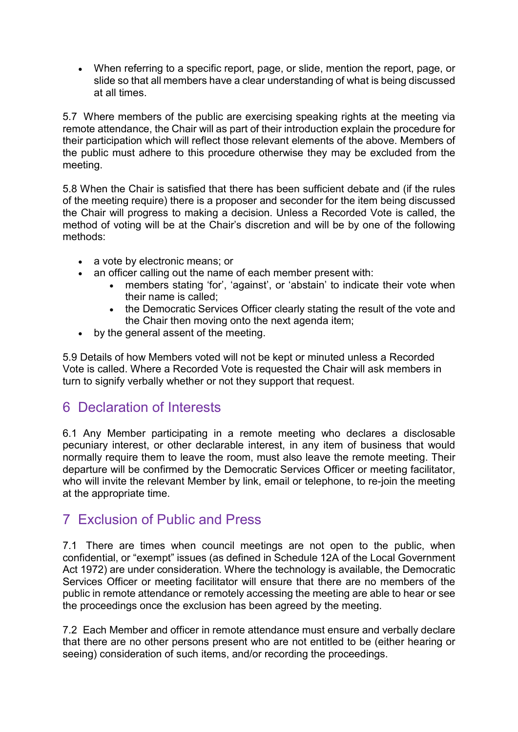- When referring to a specific report, page, or slide, mention the report, page, or slide so that all members have a clear understanding of what is being discussed at all times.

5.7 Where members of the public are exercising speaking rights at the meeting via remote attendance, the Chair will as part of their introduction explain the procedure for their participation which will reflect those relevant elements of the above. Members of the public must adhere to this procedure otherwise they may be excluded from the meeting.

5.8 When the Chair is satisfied that there has been sufficient debate and (if the rules of the meeting require) there is a proposer and seconder for the item being discussed the Chair will progress to making a decision. Unless a Recorded Vote is called, the method of voting will be at the Chair's discretion and will be by one of the following methods:

- a vote by electronic means; or
- an officer calling out the name of each member present with:
  - members stating 'for', 'against', or 'abstain' to indicate their vote when their name is called;
  - the Democratic Services Officer clearly stating the result of the vote and the Chair then moving onto the next agenda item;
- by the general assent of the meeting.

5.9 Details of how Members voted will not be kept or minuted unless a Recorded Vote is called. Where a Recorded Vote is requested the Chair will ask members in turn to signify verbally whether or not they support that request.

## 6 Declaration of Interests

6.1 Any Member participating in a remote meeting who declares a disclosable pecuniary interest, or other declarable interest, in any item of business that would normally require them to leave the room, must also leave the remote meeting. Their departure will be confirmed by the Democratic Services Officer or meeting facilitator, who will invite the relevant Member by link, email or telephone, to re-join the meeting at the appropriate time.

## 7 Exclusion of Public and Press

7.1 There are times when council meetings are not open to the public, when confidential, or "exempt" issues (as defined in Schedule 12A of the Local Government Act 1972) are under consideration. Where the technology is available, the Democratic Services Officer or meeting facilitator will ensure that there are no members of the public in remote attendance or remotely accessing the meeting are able to hear or see the proceedings once the exclusion has been agreed by the meeting.

7.2 Each Member and officer in remote attendance must ensure and verbally declare that there are no other persons present who are not entitled to be (either hearing or seeing) consideration of such items, and/or recording the proceedings.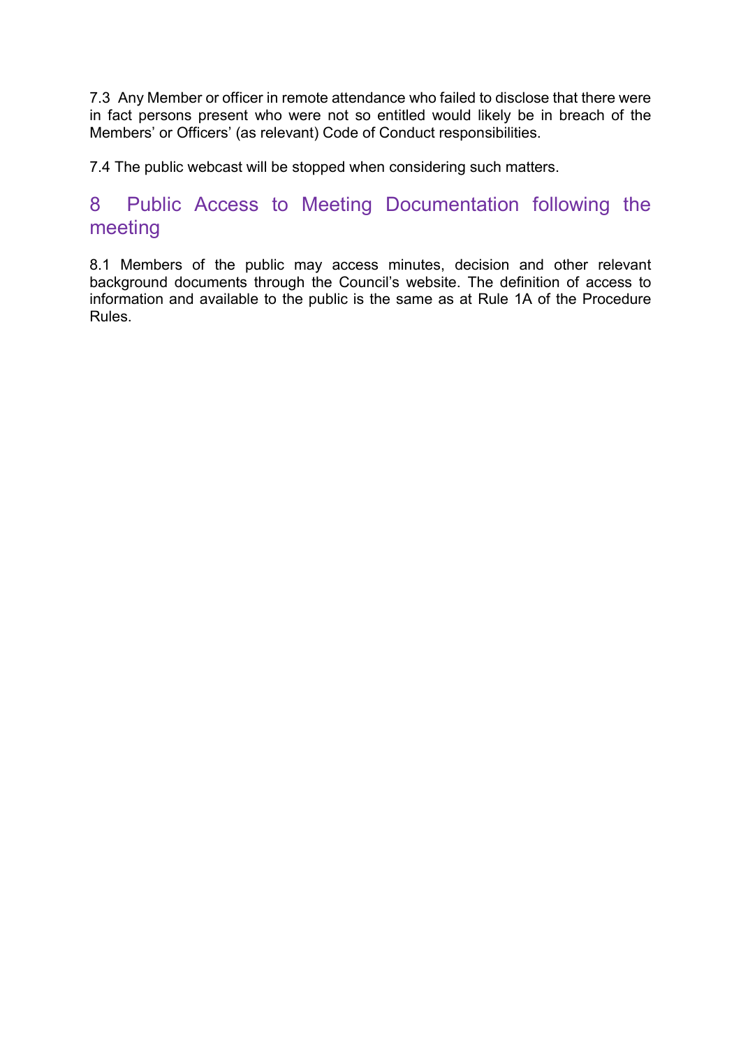7.3 Any Member or officer in remote attendance who failed to disclose that there were in fact persons present who were not so entitled would likely be in breach of the Members' or Officers' (as relevant) Code of Conduct responsibilities.

7.4 The public webcast will be stopped when considering such matters.

## 8 Public Access to Meeting Documentation following the meeting

8.1 Members of the public may access minutes, decision and other relevant background documents through the Council's website. The definition of access to information and available to the public is the same as at Rule 1A of the Procedure Rules.